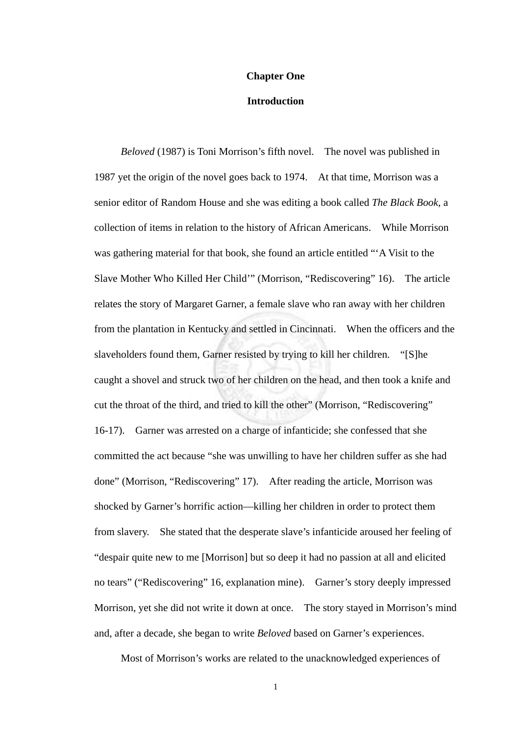# Chapter One

# Introduction

*Beloved* (1987) is Toni Morrison's fifth novel. The novel was published in 1987 yet the origin of the novel goes back to 1974. At that time, Morrison was a senior editor of Random House and she was editing a book called *The Black Book*, a collection of items in relation to the history of African Americans. While Morrison was gathering material for that book, she found an article entitled "'A Visit to the Slave Mother Who Killed Her Child'" (Morrison, "Rediscovering" 16). The article relates the story of Margaret Garner, a female slave who ran away with her children from the plantation in Kentucky and settled in Cincinnati. When the officers and the slaveholders found them, Garner resisted by trying to kill her children. "[S]he caught a shovel and struck two of her children on the head, and then took a knife and cut the throat of the third, and tried to kill the other" (Morrison, "Rediscovering" 16-17). Garner was arrested on a charge of infanticide; she confessed that she committed the act because "she was unwilling to have her children suffer as she had done" (Morrison, "Rediscovering" 17). After reading the article, Morrison was shocked by Garner's horrific action—killing her children in order to protect them from slavery. She stated that the desperate slave's infanticide aroused her feeling of "despair quite new to me [Morrison] but so deep it had no passion at all and elicited no tears" ("Rediscovering" 16, explanation mine). Garner's story deeply impressed Morrison, yet she did not write it down at once. The story stayed in Morrison's mind and, after a decade, she began to write *Beloved* based on Garner's experiences.

Most of Morrison's works are related to the unacknowledged experiences of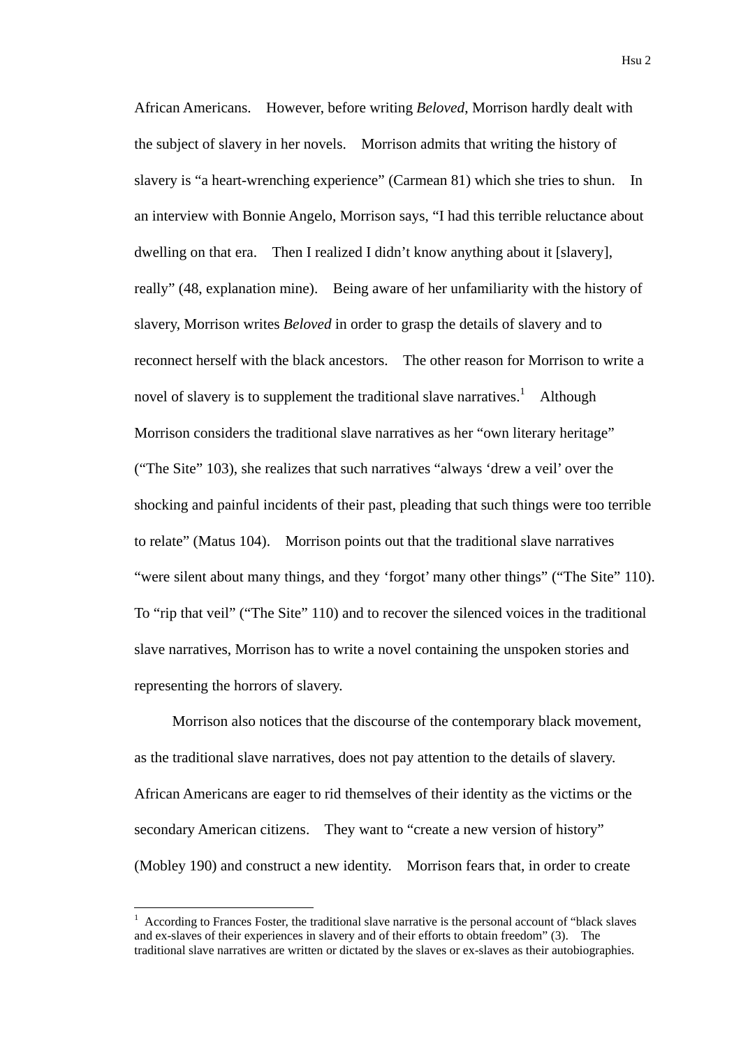African Americans. However, before writing *Beloved*, Morrison hardly dealt with the subject of slavery in her novels. Morrison admits that writing the history of slavery is "a heart-wrenching experience" (Carmean 81) which she tries to shun. In an interview with Bonnie Angelo, Morrison says, "I had this terrible reluctance about dwelling on that era. Then I realized I didn't know anything about it [slavery], really" (48, explanation mine). Being aware of her unfamiliarity with the history of slavery, Morrison writes *Beloved* in order to grasp the details of slavery and to reconnect herself with the black ancestors. The other reason for Morrison to write a novel of slavery is to supplement the traditional slave narratives.[1] Although Morrison considers the traditional slave narratives as her "own literary heritage" ("The Site" 103), she realizes that such narratives "always 'drew a veil' over the shocking and painful incidents of their past, pleading that such things were too terrible to relate" (Matus 104). Morrison points out that the traditional slave narratives "were silent about many things, and they 'forgot' many other things" ("The Site" 110). To "rip that veil" ("The Site" 110) and to recover the silenced voices in the traditional slave narratives, Morrison has to write a novel containing the unspoken stories and representing the horrors of slavery.

Morrison also notices that the discourse of the contemporary black movement, as the traditional slave narratives, does not pay attention to the details of slavery. African Americans are eager to rid themselves of their identity as the victims or the secondary American citizens. They want to "create a new version of history" (Mobley 190) and construct a new identity. Morrison fears that, in order to create

---

[1] According to Frances Foster, the traditional slave narrative is the personal account of "black slaves and ex-slaves of their experiences in slavery and of their efforts to obtain freedom" (3). The traditional slave narratives are written or dictated by the slaves or ex-slaves as their autobiographies.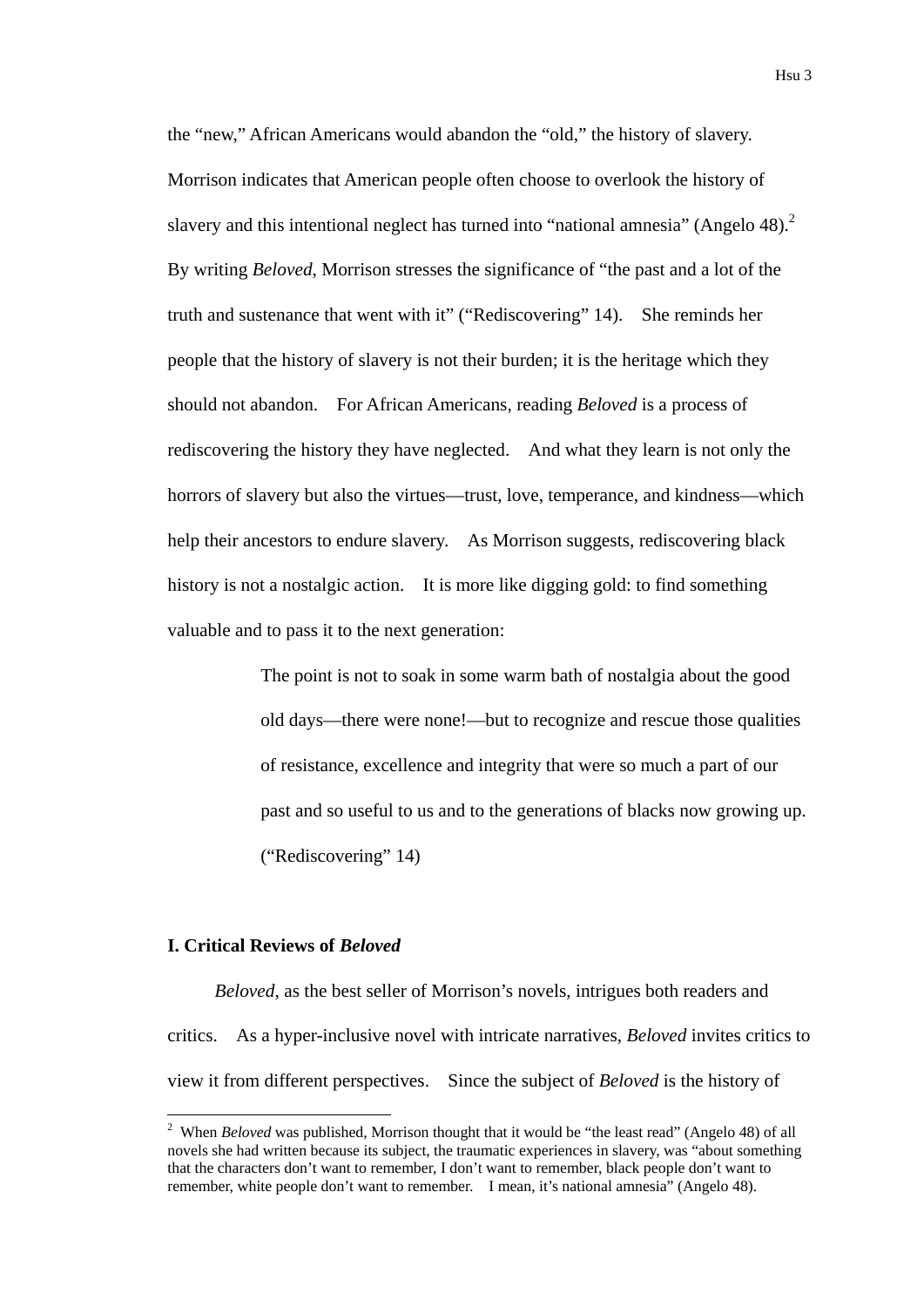the "new," African Americans would abandon the "old," the history of slavery. Morrison indicates that American people often choose to overlook the history of slavery and this intentional neglect has turned into "national amnesia" (Angelo 48).[2] By writing *Beloved*, Morrison stresses the significance of "the past and a lot of the truth and sustenance that went with it" ("Rediscovering" 14). She reminds her people that the history of slavery is not their burden; it is the heritage which they should not abandon. For African Americans, reading *Beloved* is a process of rediscovering the history they have neglected. And what they learn is not only the horrors of slavery but also the virtues—trust, love, temperance, and kindness—which help their ancestors to endure slavery. As Morrison suggests, rediscovering black history is not a nostalgic action. It is more like digging gold: to find something valuable and to pass it to the next generation:

> The point is not to soak in some warm bath of nostalgia about the good old days—there were none!—but to recognize and rescue those qualities of resistance, excellence and integrity that were so much a part of our past and so useful to us and to the generations of blacks now growing up. ("Rediscovering" 14)

## I. Critical Reviews of *Beloved*

*Beloved*, as the best seller of Morrison's novels, intrigues both readers and critics. As a hyper-inclusive novel with intricate narratives, *Beloved* invites critics to view it from different perspectives. Since the subject of *Beloved* is the history of

---

[2] When *Beloved* was published, Morrison thought that it would be "the least read" (Angelo 48) of all novels she had written because its subject, the traumatic experiences in slavery, was "about something that the characters don't want to remember, I don't want to remember, black people don't want to remember, white people don't want to remember. I mean, it's national amnesia" (Angelo 48).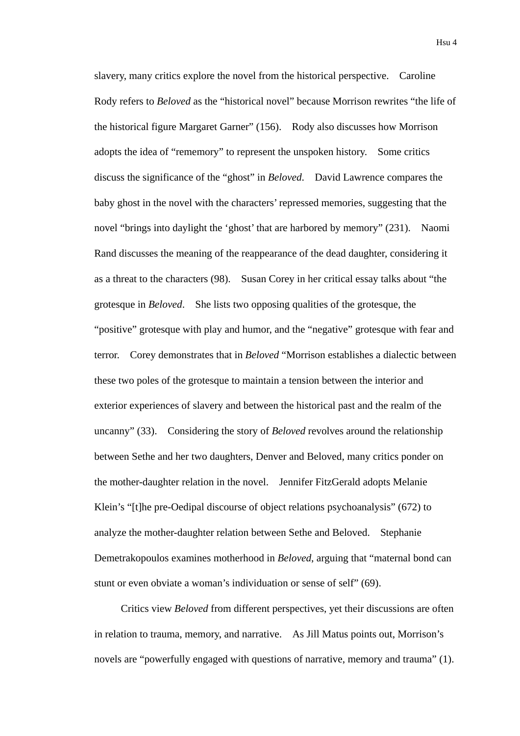slavery, many critics explore the novel from the historical perspective. Caroline Rody refers to *Beloved* as the "historical novel" because Morrison rewrites "the life of the historical figure Margaret Garner" (156). Rody also discusses how Morrison adopts the idea of "rememory" to represent the unspoken history. Some critics discuss the significance of the "ghost" in *Beloved*. David Lawrence compares the baby ghost in the novel with the characters' repressed memories, suggesting that the novel "brings into daylight the 'ghost' that are harbored by memory" (231). Naomi Rand discusses the meaning of the reappearance of the dead daughter, considering it as a threat to the characters (98). Susan Corey in her critical essay talks about "the grotesque in *Beloved*. She lists two opposing qualities of the grotesque, the "positive" grotesque with play and humor, and the "negative" grotesque with fear and terror. Corey demonstrates that in *Beloved* "Morrison establishes a dialectic between these two poles of the grotesque to maintain a tension between the interior and exterior experiences of slavery and between the historical past and the realm of the uncanny" (33). Considering the story of *Beloved* revolves around the relationship between Sethe and her two daughters, Denver and Beloved, many critics ponder on the mother-daughter relation in the novel. Jennifer FitzGerald adopts Melanie Klein's "[t]he pre-Oedipal discourse of object relations psychoanalysis" (672) to analyze the mother-daughter relation between Sethe and Beloved. Stephanie Demetrakopoulos examines motherhood in *Beloved*, arguing that "maternal bond can stunt or even obviate a woman's individuation or sense of self" (69).

Critics view *Beloved* from different perspectives, yet their discussions are often in relation to trauma, memory, and narrative. As Jill Matus points out, Morrison's novels are "powerfully engaged with questions of narrative, memory and trauma" (1).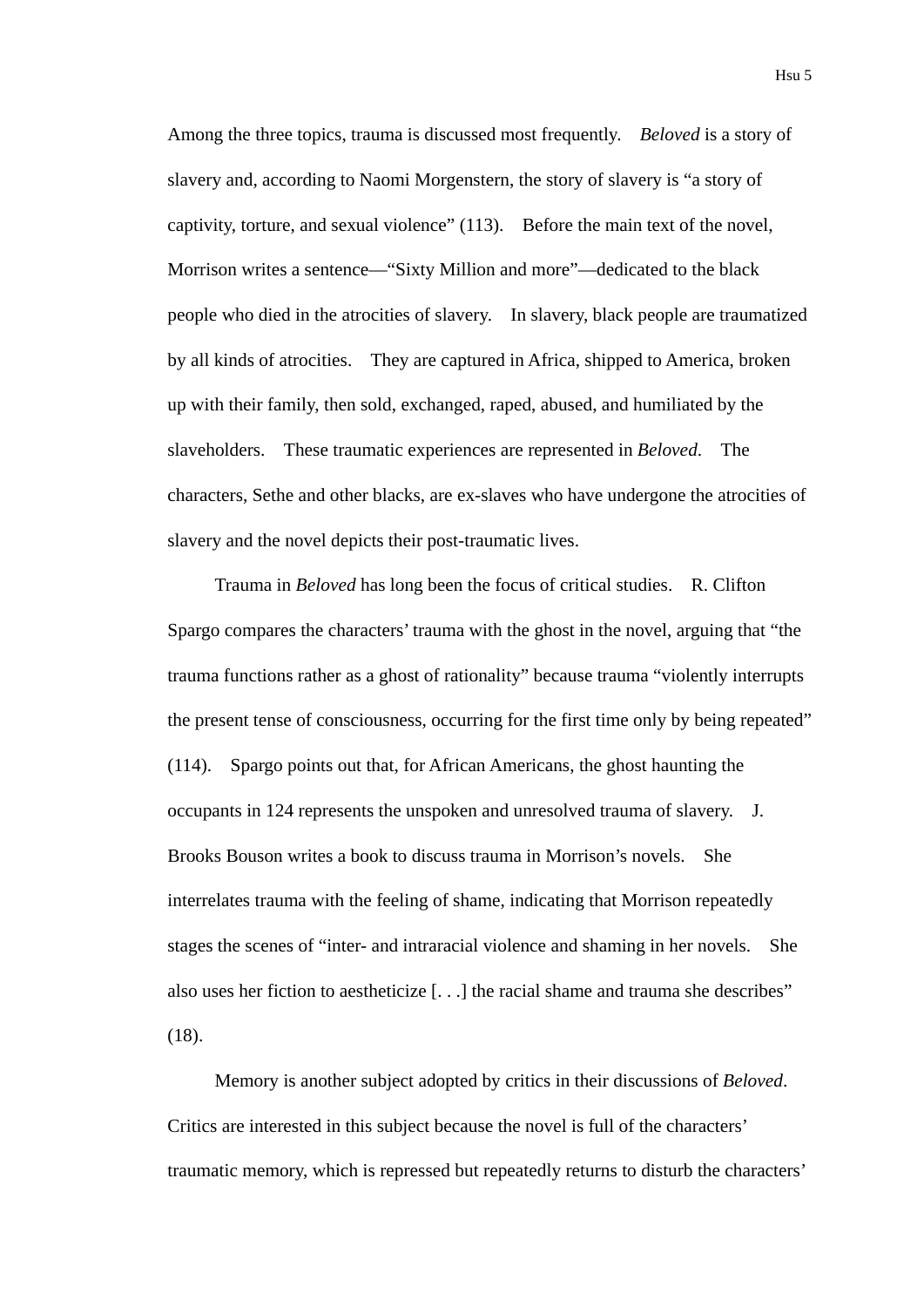Among the three topics, trauma is discussed most frequently. *Beloved* is a story of slavery and, according to Naomi Morgenstern, the story of slavery is "a story of captivity, torture, and sexual violence" (113). Before the main text of the novel, Morrison writes a sentence—"Sixty Million and more"—dedicated to the black people who died in the atrocities of slavery. In slavery, black people are traumatized by all kinds of atrocities. They are captured in Africa, shipped to America, broken up with their family, then sold, exchanged, raped, abused, and humiliated by the slaveholders. These traumatic experiences are represented in *Beloved*. The characters, Sethe and other blacks, are ex-slaves who have undergone the atrocities of slavery and the novel depicts their post-traumatic lives.

Trauma in *Beloved* has long been the focus of critical studies. R. Clifton Spargo compares the characters' trauma with the ghost in the novel, arguing that "the trauma functions rather as a ghost of rationality" because trauma "violently interrupts the present tense of consciousness, occurring for the first time only by being repeated" (114). Spargo points out that, for African Americans, the ghost haunting the occupants in 124 represents the unspoken and unresolved trauma of slavery. J. Brooks Bouson writes a book to discuss trauma in Morrison's novels. She interrelates trauma with the feeling of shame, indicating that Morrison repeatedly stages the scenes of "inter- and intraracial violence and shaming in her novels. She also uses her fiction to aestheticize [. . .] the racial shame and trauma she describes" (18).

Memory is another subject adopted by critics in their discussions of *Beloved*. Critics are interested in this subject because the novel is full of the characters' traumatic memory, which is repressed but repeatedly returns to disturb the characters'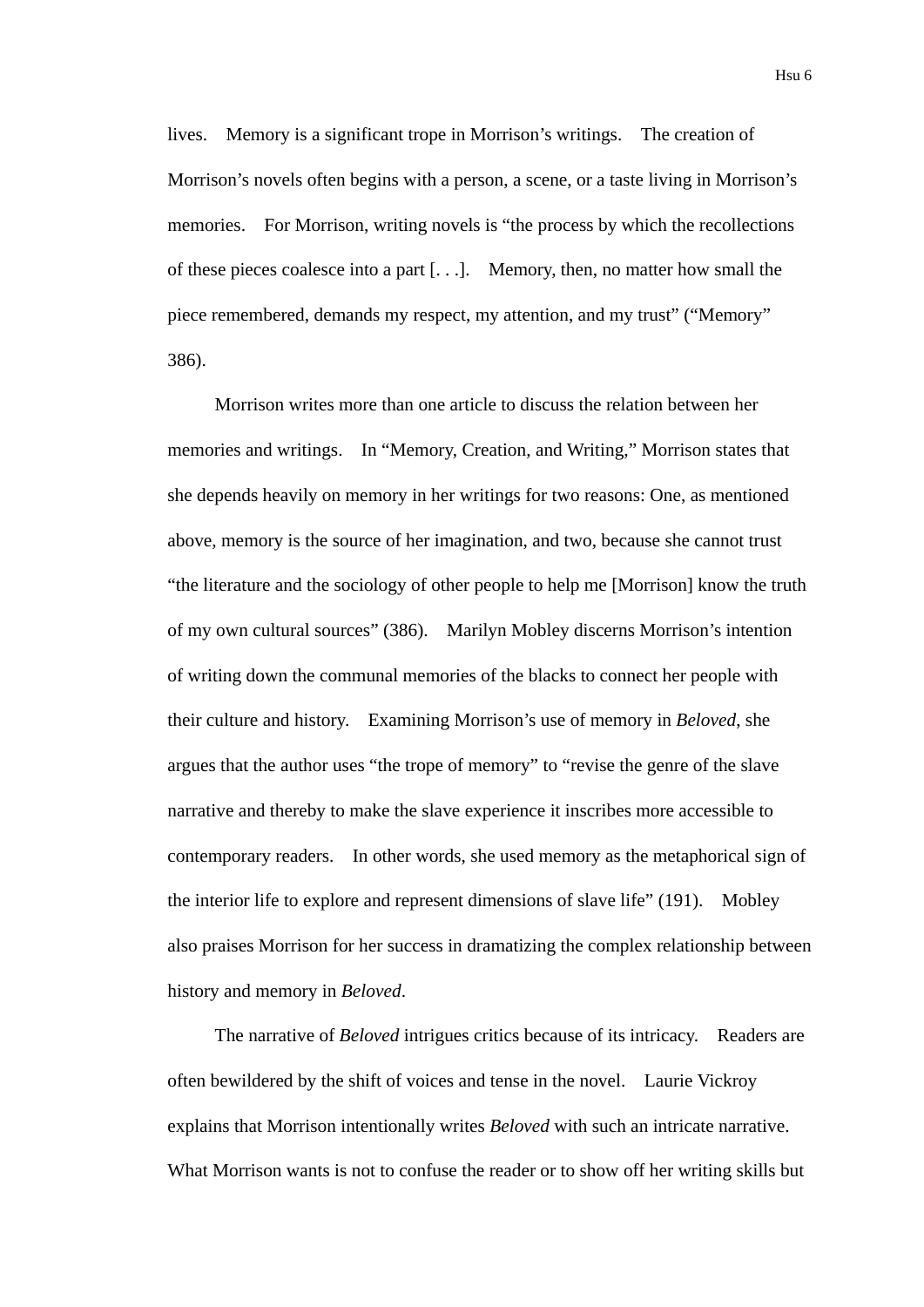lives. Memory is a significant trope in Morrison's writings. The creation of Morrison's novels often begins with a person, a scene, or a taste living in Morrison's memories. For Morrison, writing novels is "the process by which the recollections of these pieces coalesce into a part [. . .]. Memory, then, no matter how small the piece remembered, demands my respect, my attention, and my trust" ("Memory" 386).

Morrison writes more than one article to discuss the relation between her memories and writings. In "Memory, Creation, and Writing," Morrison states that she depends heavily on memory in her writings for two reasons: One, as mentioned above, memory is the source of her imagination, and two, because she cannot trust "the literature and the sociology of other people to help me [Morrison] know the truth of my own cultural sources" (386). Marilyn Mobley discerns Morrison's intention of writing down the communal memories of the blacks to connect her people with their culture and history. Examining Morrison's use of memory in *Beloved*, she argues that the author uses "the trope of memory" to "revise the genre of the slave narrative and thereby to make the slave experience it inscribes more accessible to contemporary readers. In other words, she used memory as the metaphorical sign of the interior life to explore and represent dimensions of slave life" (191). Mobley also praises Morrison for her success in dramatizing the complex relationship between history and memory in *Beloved*.

The narrative of *Beloved* intrigues critics because of its intricacy. Readers are often bewildered by the shift of voices and tense in the novel. Laurie Vickroy explains that Morrison intentionally writes *Beloved* with such an intricate narrative. What Morrison wants is not to confuse the reader or to show off her writing skills but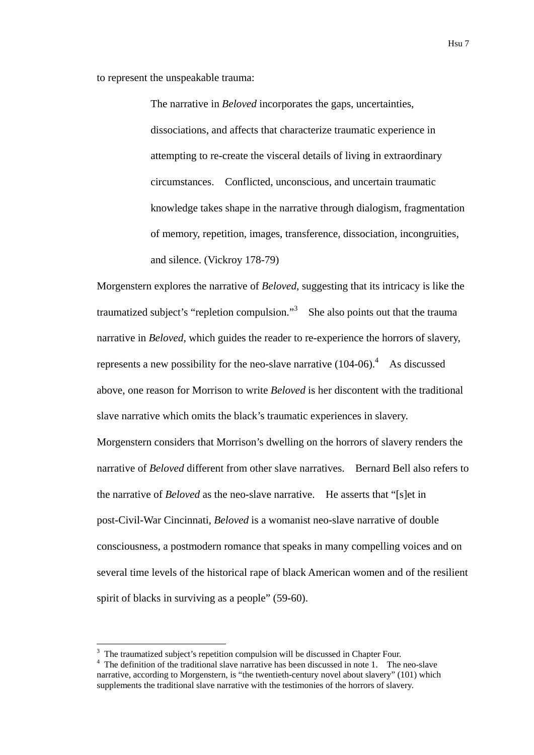to represent the unspeakable trauma:

> The narrative in *Beloved* incorporates the gaps, uncertainties, dissociations, and affects that characterize traumatic experience in attempting to re-create the visceral details of living in extraordinary circumstances. Conflicted, unconscious, and uncertain traumatic knowledge takes shape in the narrative through dialogism, fragmentation of memory, repetition, images, transference, dissociation, incongruities, and silence. (Vickroy 178-79)

Morgenstern explores the narrative of *Beloved*, suggesting that its intricacy is like the traumatized subject's "repletion compulsion."[3] She also points out that the trauma narrative in *Beloved*, which guides the reader to re-experience the horrors of slavery, represents a new possibility for the neo-slave narrative (104-06).[4] As discussed above, one reason for Morrison to write *Beloved* is her discontent with the traditional slave narrative which omits the black's traumatic experiences in slavery. Morgenstern considers that Morrison's dwelling on the horrors of slavery renders the narrative of *Beloved* different from other slave narratives. Bernard Bell also refers to the narrative of *Beloved* as the neo-slave narrative. He asserts that "[s]et in post-Civil-War Cincinnati, *Beloved* is a womanist neo-slave narrative of double consciousness, a postmodern romance that speaks in many compelling voices and on several time levels of the historical rape of black American women and of the resilient spirit of blacks in surviving as a people" (59-60).

---

[3] The traumatized subject's repetition compulsion will be discussed in Chapter Four.

[4] The definition of the traditional slave narrative has been discussed in note 1. The neo-slave narrative, according to Morgenstern, is "the twentieth-century novel about slavery" (101) which supplements the traditional slave narrative with the testimonies of the horrors of slavery.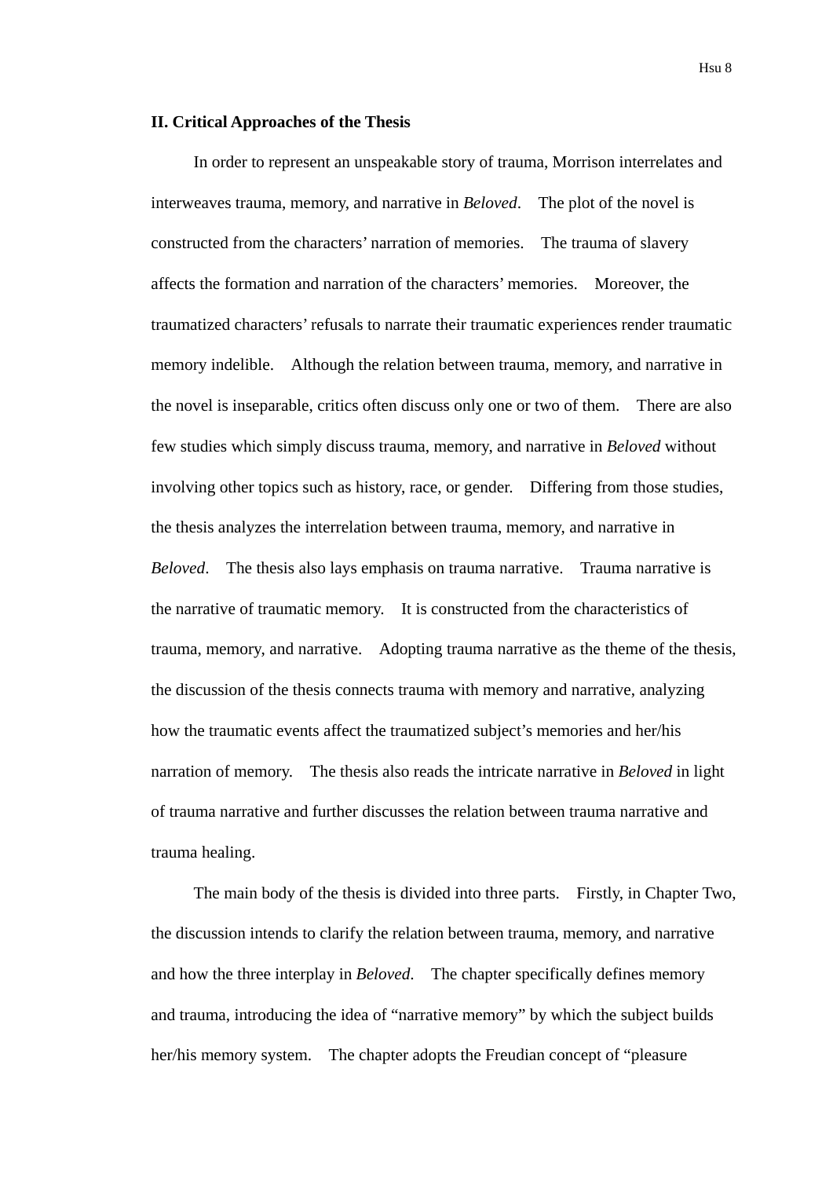## II. Critical Approaches of the Thesis

In order to represent an unspeakable story of trauma, Morrison interrelates and interweaves trauma, memory, and narrative in *Beloved*. The plot of the novel is constructed from the characters' narration of memories. The trauma of slavery affects the formation and narration of the characters' memories. Moreover, the traumatized characters' refusals to narrate their traumatic experiences render traumatic memory indelible. Although the relation between trauma, memory, and narrative in the novel is inseparable, critics often discuss only one or two of them. There are also few studies which simply discuss trauma, memory, and narrative in *Beloved* without involving other topics such as history, race, or gender. Differing from those studies, the thesis analyzes the interrelation between trauma, memory, and narrative in *Beloved*. The thesis also lays emphasis on trauma narrative. Trauma narrative is the narrative of traumatic memory. It is constructed from the characteristics of trauma, memory, and narrative. Adopting trauma narrative as the theme of the thesis, the discussion of the thesis connects trauma with memory and narrative, analyzing how the traumatic events affect the traumatized subject's memories and her/his narration of memory. The thesis also reads the intricate narrative in *Beloved* in light of trauma narrative and further discusses the relation between trauma narrative and trauma healing.

The main body of the thesis is divided into three parts. Firstly, in Chapter Two, the discussion intends to clarify the relation between trauma, memory, and narrative and how the three interplay in *Beloved*. The chapter specifically defines memory and trauma, introducing the idea of "narrative memory" by which the subject builds her/his memory system. The chapter adopts the Freudian concept of "pleasure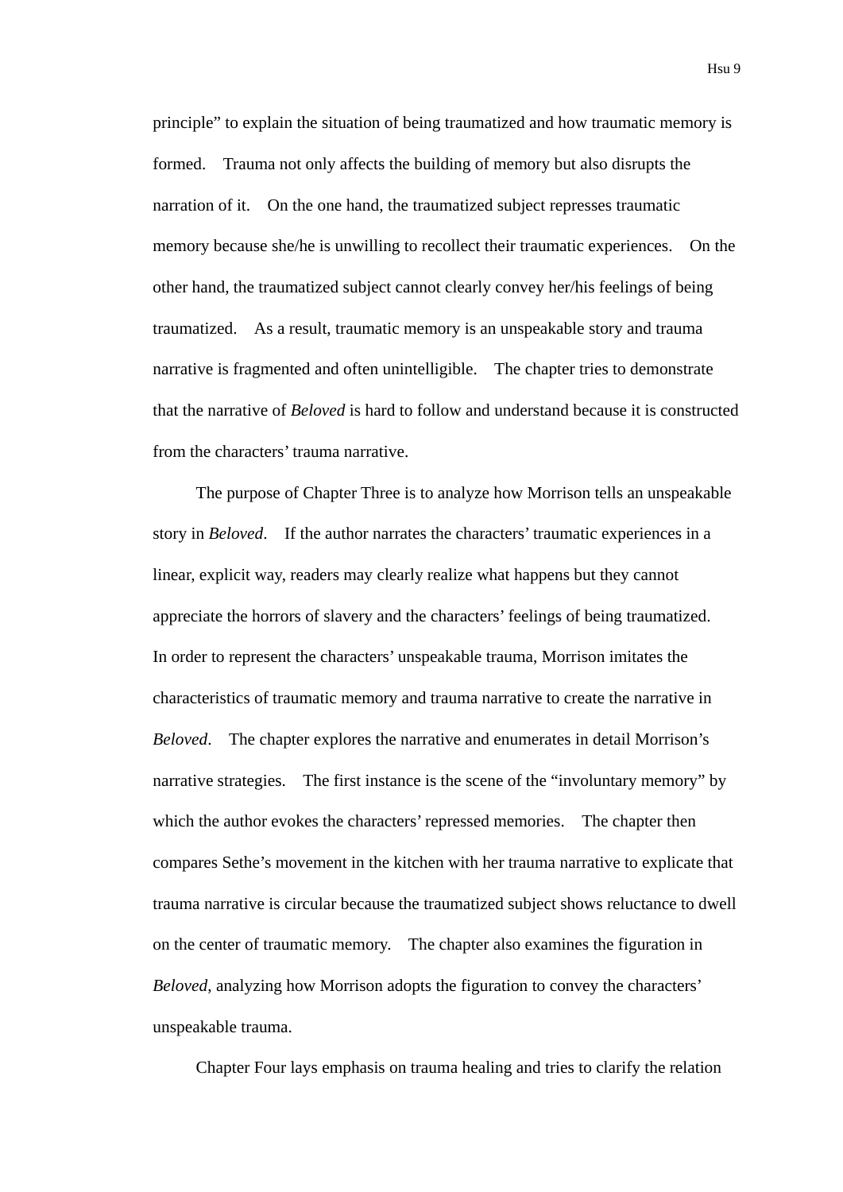principle" to explain the situation of being traumatized and how traumatic memory is formed. Trauma not only affects the building of memory but also disrupts the narration of it. On the one hand, the traumatized subject represses traumatic memory because she/he is unwilling to recollect their traumatic experiences. On the other hand, the traumatized subject cannot clearly convey her/his feelings of being traumatized. As a result, traumatic memory is an unspeakable story and trauma narrative is fragmented and often unintelligible. The chapter tries to demonstrate that the narrative of *Beloved* is hard to follow and understand because it is constructed from the characters' trauma narrative.

The purpose of Chapter Three is to analyze how Morrison tells an unspeakable story in *Beloved*. If the author narrates the characters' traumatic experiences in a linear, explicit way, readers may clearly realize what happens but they cannot appreciate the horrors of slavery and the characters' feelings of being traumatized. In order to represent the characters' unspeakable trauma, Morrison imitates the characteristics of traumatic memory and trauma narrative to create the narrative in *Beloved*. The chapter explores the narrative and enumerates in detail Morrison's narrative strategies. The first instance is the scene of the "involuntary memory" by which the author evokes the characters' repressed memories. The chapter then compares Sethe's movement in the kitchen with her trauma narrative to explicate that trauma narrative is circular because the traumatized subject shows reluctance to dwell on the center of traumatic memory. The chapter also examines the figuration in *Beloved*, analyzing how Morrison adopts the figuration to convey the characters' unspeakable trauma.

Chapter Four lays emphasis on trauma healing and tries to clarify the relation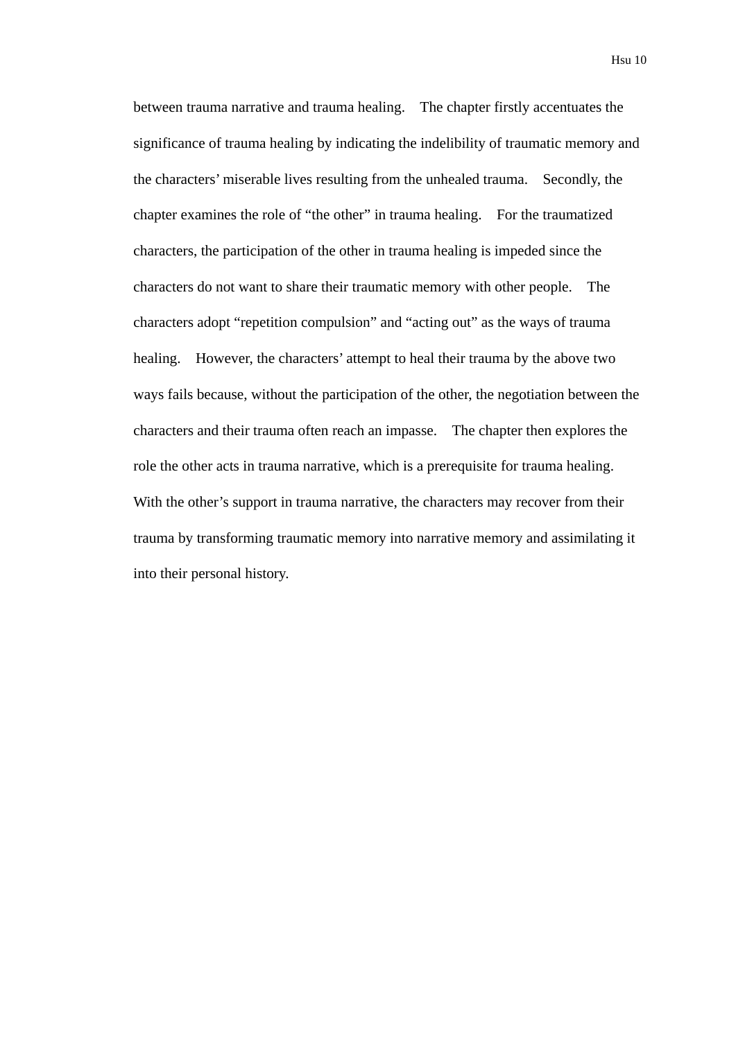between trauma narrative and trauma healing. The chapter firstly accentuates the significance of trauma healing by indicating the indelibility of traumatic memory and the characters' miserable lives resulting from the unhealed trauma. Secondly, the chapter examines the role of "the other" in trauma healing. For the traumatized characters, the participation of the other in trauma healing is impeded since the characters do not want to share their traumatic memory with other people. The characters adopt "repetition compulsion" and "acting out" as the ways of trauma healing. However, the characters' attempt to heal their trauma by the above two ways fails because, without the participation of the other, the negotiation between the characters and their trauma often reach an impasse. The chapter then explores the role the other acts in trauma narrative, which is a prerequisite for trauma healing. With the other's support in trauma narrative, the characters may recover from their trauma by transforming traumatic memory into narrative memory and assimilating it into their personal history.